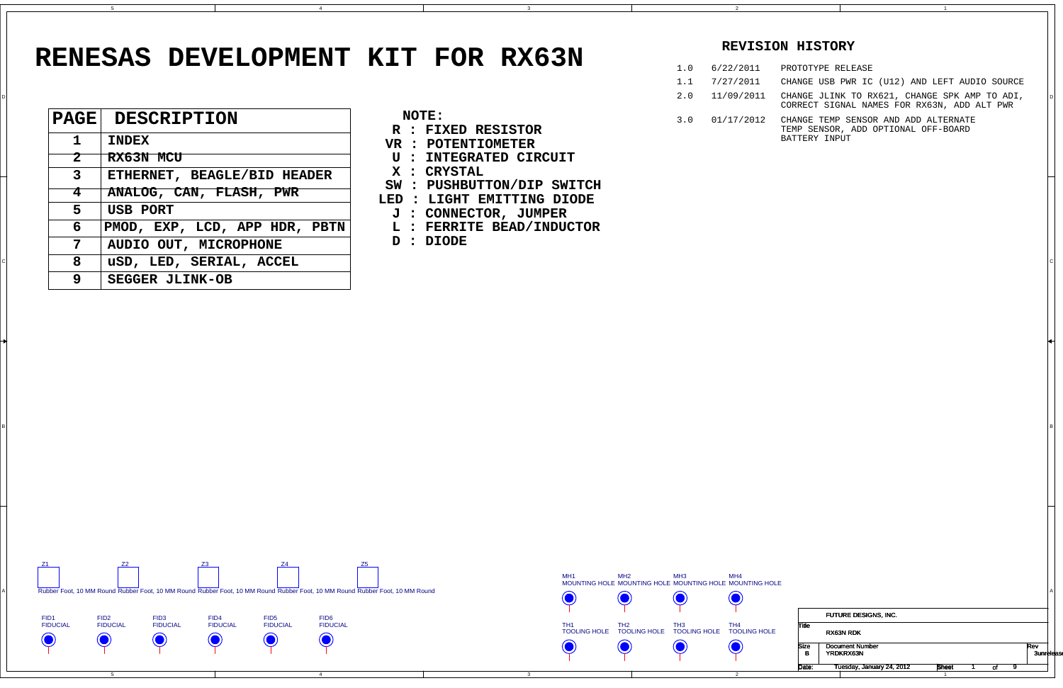# RENESAS DEVELOPMENT KIT FOR RX63N

| PAGE | DESCRIPTION |
|---|---|
| 1 | INDEX |
| 2 | RX63N MCU |
| 3 | ETHERNET, BEAGLE/BID HEADER |
| 4 | ANALOG, CAN, FLASH, PWR |
| 5 | USB PORT |
| 6 | PMOD, EXP, LCD, APP HDR, PBTN |
| 7 | AUDIO OUT, MICROPHONE |
| 8 | uSD, LED, SERIAL, ACCEL |
| 9 | SEGGER JLINK-OB |

**NOTE:**

- **R : FIXED RESISTOR**
- **VR : POTENTIOMETER**
- **U : INTEGRATED CIRCUIT**
- **X : CRYSTAL**
- **SW : PUSHBUTTON/DIP SWITCH**
- **LED : LIGHT EMITTING DIODE**
- **J : CONNECTOR, JUMPER**
- **L : FERRITE BEAD/INDUCTOR**
- **D : DIODE**

## REVISION HISTORY

| | | |
|---|---|---|
| 1.0 | 6/22/2011 | PROTOTYPE RELEASE |
| 1.1 | 7/27/2011 | CHANGE USB PWR IC (U12) AND LEFT AUDIO SOURCE |
| 2.0 | 11/09/2011 | CHANGE JLINK TO RX621, CHANGE SPK AMP TO ADI, CORRECT SIGNAL NAMES FOR RX63N, ADD ALT PWR |
| 3.0 | 01/17/2012 | CHANGE TEMP SENSOR AND ADD ALTERNATE TEMP SENSOR, ADD OPTIONAL OFF-BOARD BATTERY INPUT |

Z1 Rubber Foot, 10 MM Round
Z2 Rubber Foot, 10 MM Round
Z3 Rubber Foot, 10 MM Round
Z4 Rubber Foot, 10 MM Round
Z5 Rubber Foot, 10 MM Round

FID1 FIDUCIAL
FID2 FIDUCIAL
FID3 FIDUCIAL
FID4 FIDUCIAL
FID5 FIDUCIAL
FID6 FIDUCIAL

MH1 MOUNTING HOLE
MH2 MOUNTING HOLE
MH3 MOUNTING HOLE
MH4 MOUNTING HOLE

TH1 TOOLING HOLE
TH2 TOOLING HOLE
TH3 TOOLING HOLE
TH4 TOOLING HOLE

| | |
|---|---|
| | FUTURE DESIGNS, INC. |
| Title | RX63N RDK |
| Size B | Document Number YRDKRX63N |
| Rev | 3unreleased |
| Date: | Tuesday, January 24, 2012 |
| Sheet | 1 of 9 |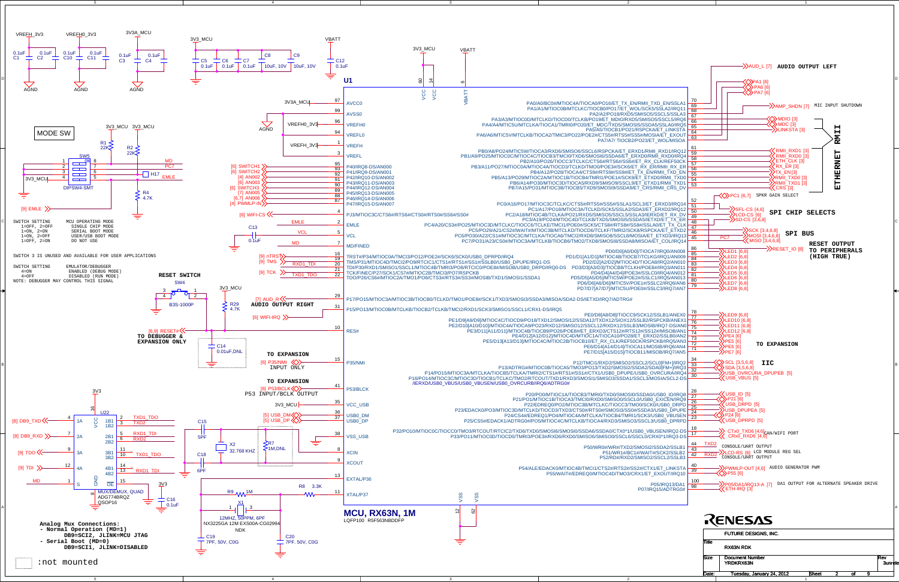**MODE SW**

SW5 DIPSW4-SMT

| SWITCH SETTING | MCU OPERATING MODE |
|---|---|
| 1=OFF, 2=OFF | SINGLE CHIP MODE |
| 1=ON, 2=ON | SERIAL BOOT MODE |
| 1=ON, 2=OFF | USER/USB BOOT MODE |
| 1=OFF, 2=ON | DO NOT USE |

SWITCH 3 IS UNUSED AND AVAILABLE FOR USER APPLICATIONS

| SWITCH SETTING | EMULATOR/DEBUGGER |
|---|---|
| 4=ON | ENABLED (DEBUG MODE) |
| 4=OFF | DISABLED (RUN MODE) |

NOTE: DEBUGGER MAY CONTROL THIS SIGNAL

**RESET SWITCH**

SW4 B3S-1000P

TO DEBUGGER & EXPANSION ONLY

**AUDIO OUTPUT RIGHT**

TO EXPANSION — INPUT ONLY

TO EXPANSION — P53 INPUT/BCLK OUTPUT

U22 MUX/DEMUX, QUAD ADG774BRQZ QSOP16

X1 12MHZ, 50PPM, 6PF NX3225GA 12M EXS00A-CG02994 NDK

X2 32.768 KHZ

**Analog Mux Connections:**
- Normal Operation (MD=1)
  DB9=SCI2, JLINK=MCU JTAG
- Serial Boot (MD=0)
  DB9=SCI1, JLINK=DISABLED

:not mounted

**U1 — MCU, RX63N, 1M** LQFP100 R5F563NBDDFP

**AUDIO OUTPUT LEFT**

MIC INPUT SHUTDOWN

**ETHERNET RMII**

SPKR GAIN SELECT

**SPI CHIP SELECTS**

**SPI BUS**

**RESET OUTPUT TO PERIPHERALS (HIGH TRUE)**

**TO EXPANSION**

**IIC**

CAN/WIFI PORT

CONSOLE/UART OUTPUT

LCD MODULE REG SEL

CONSOLE/UART OUTPUT

AUDIO GENERATOR PWM

DA1 OUTPUT FOR ALTERNATE SPEAKER DRIVE

RENESAS — FUTURE DESIGNS, INC.

| Title | RX63N RDK |
|---|---|
| Size | Document Number: YRDKRX63N |
| Rev | 3unreleased |
| Date | Tuesday, January 24, 2012 |
| Sheet | 2 of 9 |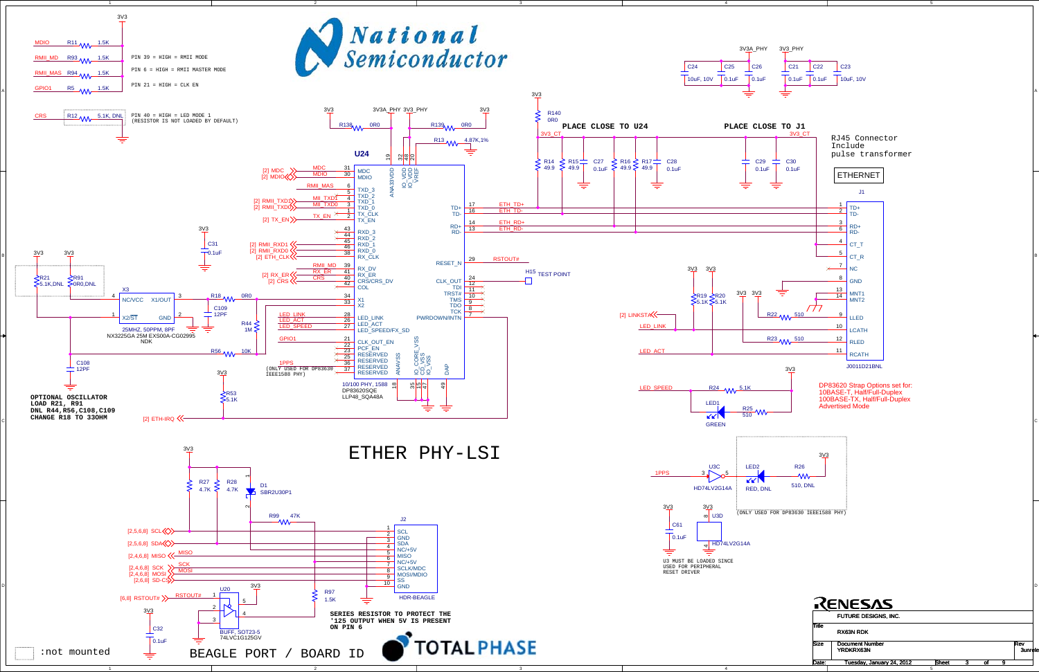# ETHER PHY-LSI

National Semiconductor

## Strap settings

- MDIO — R11 1.5K
- RMII_MD — R93 1.5K — PIN 39 = HIGH = RMII MODE
- RMII_MAS — R94 1.5K — PIN 6 = HIGH = RMII MASTER MODE
- GPIO1 — R5 1.5K — PIN 21 = HIGH = CLK EN
- CRS — R12 5.1K, DNL — PIN 40 = HIGH = LED MODE 1 (RESISTOR IS NOT LOADED BY DEFAULT)

## U24 — DP83620SQE (10/100 PHY, 1588, LLP48_SQA48A)

| Pin | Name | Net |
|---|---|---|
| 31 | MDC | [2] MDC |
| 30 | MDIO | [2] MDIO |
| 6 | TXD_3 | RMII_MAS |
| 5 | TXD_2 | |
| 4 | TXD_1 | [2] RMII_TXD1 (MII_TXD1) |
| 3 | TXD_0 | [2] RMII_TXD0 (MII_TXD0) |
| 1 | TX_CLK | |
| 2 | TX_EN | [2] TX_EN |
| 43 | RXD_3 | |
| 44 | RXD_2 | |
| 45 | RXD_1 | [2] RMII_RXD1 |
| 46 | RXD_0 | [2] RMII_RXD0 |
| 38 | RX_CLK | [2] ETH_CLK |
| 39 | RX_DV | RMII_MD |
| 41 | RX_ER | [2] RX_ER |
| 40 | CRS/CRS_DV | [2] CRS |
| 42 | COL | |
| 34 | X1 | |
| 33 | X2 | |
| 28 | LED_LINK | LED_LINK |
| 26 | LED_ACT | LED_ACT |
| 27 | LED_SPEED/FX_SD | LED_SPEED |
| 21 | CLK_OUT_EN | GPIO1 |
| 22 | PCF_EN | |
| 23, 25 | RESERVED | |
| 36 | RESERVED | 1PPS (ONLY USED FOR DP83630 IEEE1588 PHY) |
| 37 | RESERVED | |
| 17 | TD+ | ETH_TD+ |
| 16 | TD- | ETH_TD- |
| 14 | RD+ | ETH_RD+ |
| 13 | RD- | ETH_RD- |
| 29 | RESET_N | RSTOUT# |
| 24 | CLK_OUT | H15 TEST POINT |
| 12 | TDI | |
| 11 | TRST# | |
| 10 | TMS | |
| 9 | TDO | |
| 8 | TCK | |
| 7 | PWRDOWN/INTN | [2] ETH-IRQ |
| 19 | ANA33VDD | 3V3A_PHY |
| 32, 48 | IO_VDD | 3V3_PHY |
| 20 | VREF | R13 4.87K,1% |
| 18 | ANAVSS | |
| 35, 15, 47 | IO_CORE_VSS, CD_VSS, IO_VSS | |
| 49 | DAP | |

- R138 0R0 (3V3 → 3V3A_PHY), R139 0R0 (3V3 → 3V3_PHY)
- C31 0.1uF
- R44 1M, R56 10K, R53 5.1K, R18 0R0, C109 12PF, C108 12PF
- X3: 25MHZ, 50PPM, 8PF NX3225GA 25M EXS00A-CG02995 NDK
- R21 5.1K,DNL; R91 0R0,DNL

**OPTIONAL OSCILLATOR**
**LOAD R21, R91**
**DNL R44,R56,C108,C109**
**CHANGE R18 TO 33OHM**

## Decoupling

- 3V3A_PHY: C24 10uF, 10V; C25 0.1uF; C26 0.1uF
- 3V3_PHY: C21 0.1uF; C22 0.1uF; C23 10uF, 10V

## Termination

**PLACE CLOSE TO U24** — R140 0R0 (3V3 → 3V3_CT); R14 49.9, R15 49.9, C27 0.1uF, R16 49.9, R17 49.9, C28 0.1uF

**PLACE CLOSE TO J1** — C29 0.1uF, C30 0.1uF

## J1 — ETHERNET (J0011D21BNL)

RJ45 Connector Include pulse transformer

| Pin | Name | Net |
|---|---|---|
| 1 | TD+ | ETH_TD+ |
| 2 | TD- | ETH_TD- |
| 3 | RD+ | ETH_RD+ |
| 6 | RD- | ETH_RD- |
| 4 | CT_T | 3V3_CT |
| 5 | CT_R | 3V3_CT |
| 7 | NC | |
| 8 | GND | |
| 13 | MNT1 | |
| 14 | MNT2 | |
| 9 | LLED | [2] LINKSTA, R22 510 |
| 10 | LCATH | LED_LINK |
| 12 | RLED | R23 510 |
| 11 | RCATH | LED_ACT |

- R19 5.1K, R20 5.1K
- LED_SPEED — R24 5.1K; LED1 GREEN; R25 510

DP83620 Strap Options set for:
10BASE-T, Half/Full-Duplex
100BASE-TX, Half/Full-Duplex
Advertised Mode

## 1PPS

- 1PPS → U3C HD74LV2G14A → LED2 RED, DNL → R26 510, DNL (ONLY USED FOR DP83630 IEEE1588 PHY)
- U3D HD74LV2G14A, C61 0.1uF

U3 MUST BE LOADED SINCE USED FOR PERIPHERAL RESET DRIVER

# BEAGLE PORT / BOARD ID

TOTAL PHASE

- R27 4.7K, R28 4.7K, D1 SBR2U30P1, R99 47K, R97 1.5K
- U20 BUFF, SOT23-5 74LVC1G125GV; C32 0.1uF

## J2 — HDR-BEAGLE

| Pin | Name | Net |
|---|---|---|
| 1 | SCL | [2,5,6,8] SCL |
| 2 | GND | |
| 3 | SDA | [2,5,6,8] SDA |
| 4 | NC/+5V | |
| 5 | MISO | [2,4,6,8] MISO |
| 6 | NC/+5V | |
| 7 | SCLK/MDC | [2,4,6,8] SCK |
| 8 | MOSI/MDIO | [2,4,6,8] MOSI |
| 9 | SS | [2,6,8] SD-CS |
| 10 | GND | |

[6,8] RSTOUT# → U20

**SERIES RESISTOR TO PROTECT THE '125 OUTPUT WHEN 5V IS PRESENT ON PIN 6**

:not mounted

| RENESAS | FUTURE DESIGNS, INC. |
|---|---|
| Title | RX63N RDK |
| Size / Document Number | YRDKRX63N |
| Rev | 3unrele |
| Date | Tuesday, January 24, 2012 |
| Sheet | 3 of 9 |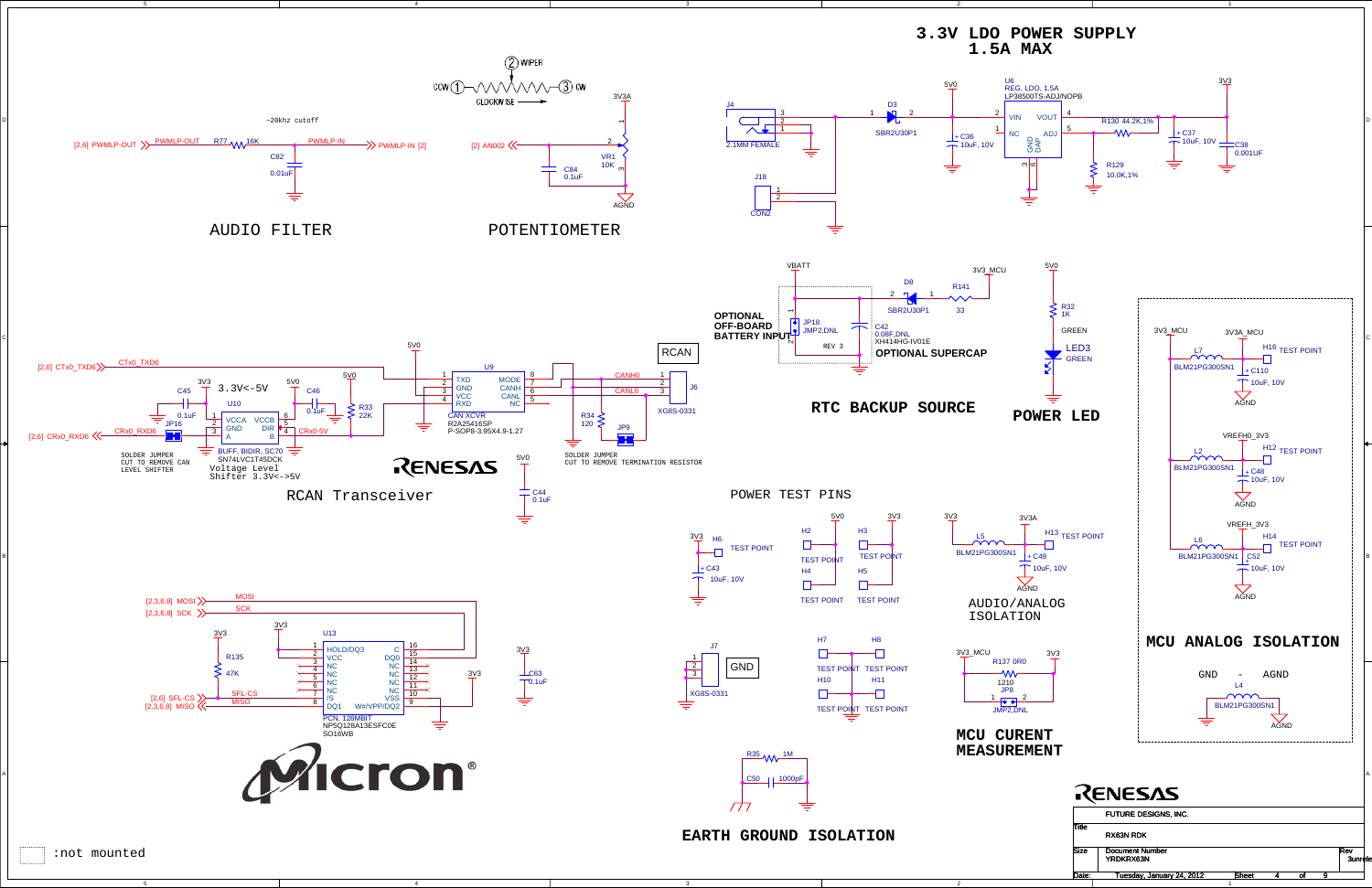# 3.3V LDO POWER SUPPLY 1.5A MAX

J4 — 2.1MM FEMALE
D3 — SBR2U30P1
5V0
C36 — 10uF, 10V
U6 — REG, LDO, 1.5A — LP38500TS-ADJ/NOPB (VIN, VOUT, NC, ADJ, GND, DAP)
R130 — 44.2K,1%
R129 — 10.0K,1%
C37 — 10uF, 10V
C38 — 0.001UF
3V3
J18 — CON2

## AUDIO FILTER

~20khz cutoff

[2,6] PWMLP-OUT — PWMLP-OUT — R77 16K — PWMLP-IN — PWMLP-IN [2]
C82 — 0.01uF

## POTENTIOMETER

CCW (1) — (2) WIPER — (3) CW — CLOCKWISE
[2] AN002 — VR1 10K — 3V3A — AGND
C84 — 0.1uF

## RTC BACKUP SOURCE

VBATT
OPTIONAL OFF-BOARD BATTERY INPUT
JP18 — JMP2,DNL
REV 3
D8 — SBR2U30P1
R141 — 33
3V3_MCU
C42 — 0.08F,DNL — XH414HG-IV01E
OPTIONAL SUPERCAP

## POWER LED

5V0
R32 — 1K
GREEN
LED3 — GREEN

## MCU ANALOG ISOLATION

3V3_MCU — L7 BLM21PG300SN1 — 3V3A_MCU — H16 TEST POINT — C110 10uF, 10V — AGND
VREFH0_3V3 — L2 BLM21PG300SN1 — H12 TEST POINT — C48 10uF, 10V — AGND
VREFH_3V3 — L6 BLM21PG300SN1 — H14 TEST POINT — C52 10uF, 10V — AGND
GND - AGND — L4 BLM21PG300SN1

## RCAN Transceiver

[2,6] CTx0_TXD6 — CTx0_TXD6
[2,6] CRx0_RXD6 — CRx0_RXD6
3V3, 5V0
C45 — 0.1uF
3.3V<->5V
U10 — BUFF, BIDIR, SC70 — SN74LVC1T45DCK (VCCA, VCCB, GND, DIR, A, B)
Voltage Level Shifter 3.3V<->5V
JP16
SOLDER JUMPER CUT TO REMOVE CAN LEVEL SHIFTER
C46 — 0.1uF
CRx0-5V
R33 — 22K
U9 — CAN XCVR — R2A25416SP — P-SOP8-3.95X4.9-1.27 (TXD, GND, VCC, RXD, MODE, CANH, CANL, NC)
RCAN
CANH0, CANL0
J6 — XG8S-0331
R34 — 120
JP9
SOLDER JUMPER CUT TO REMOVE TERMINATION RESISTOR
C44 — 0.1uF

## POWER TEST PINS

3V3 — H6 TEST POINT — C43 10uF, 10V
5V0 — H2 TEST POINT, H4 TEST POINT
3V3 — H3 TEST POINT, H5 TEST POINT

## AUDIO/ANALOG ISOLATION

3V3 — L5 BLM21PG300SN1 — 3V3A — H13 TEST POINT — C49 10uF, 10V — AGND

J7 — XG8S-0331 — GND
H7, H8, H10, H11 — TEST POINT

## MCU CURENT MEASUREMENT

3V3_MCU — R137 0R0 (1210) — 3V3
JP8 — JMP2,DNL

## EARTH GROUND ISOLATION

R35 — 1M
C50 — 1000pF

[2,3,6,8] MOSI — MOSI
[2,3,6,8] SCK — SCK
[2,6] SFL-CS — SFL-CS
[2,3,6,8] MISO — MISO
3V3
R135 — 47K
U13 — PCN, 128MBIT — NP5Q128A13ESFC0E — SO16WB (HOLD/DQ3, VCC, NC, /S, DQ1, C, DQ0, W#/VPP/DQ2, VSS)
C63 — 0.1uF

: not mounted

| | |
|---|---|
| | FUTURE DESIGNS, INC. |
| Title | RX63N RDK |
| Size | Document Number: YRDKRX63N — Rev 3unrele |
| Date: | Tuesday, January 24, 2012 — Sheet 4 of 9 |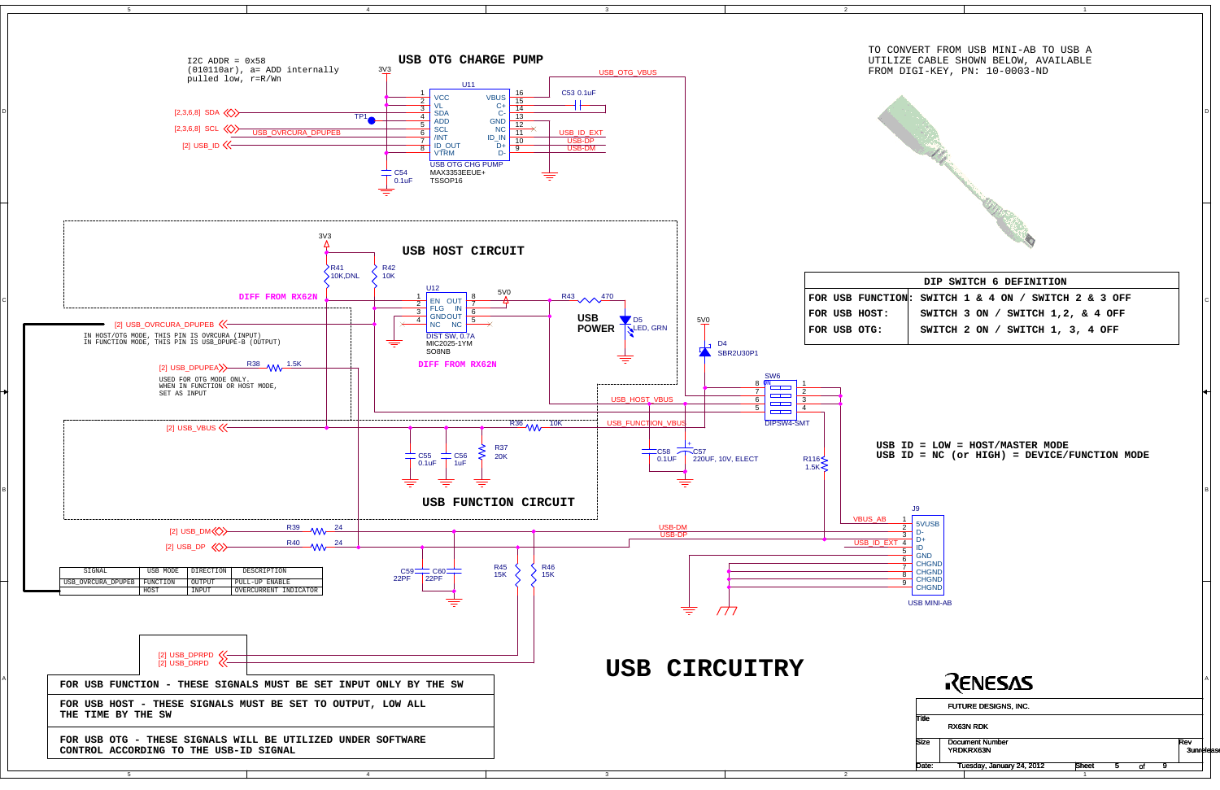# USB CIRCUITRY

## USB OTG CHARGE PUMP

I2C ADDR = 0x58
(010110ar), a= ADD internally
pulled low, r=R/Wn

U11 — USB OTG CHG PUMP, MAX3353EEUE+, TSSOP16

| Pin | Name | Pin | Name |
|---|---|---|---|
| 1 | VCC | 16 | VBUS |
| 2 | VL | 15 | C+ |
| 3 | SDA | 14 | C- |
| 4 | ADD | 13 | GND |
| 5 | SCL | 12 | NC |
| 6 | /INT | 11 | ID_IN |
| 7 | ID_OUT | 10 | D+ |
| 8 | VTRM | 9 | D- |

Signals: 3V3, [2,3,6,8] SDA, [2,3,6,8] SCL, [2] USB_ID, TP1, USB_OVRCURA_DPUPEB, USB_OTG_VBUS, USB_ID_EXT, USB-DP, USB-DM, C53 0.1uF, C54 0.1uF

## USB HOST CIRCUIT

U12 — DIST SW, 0.7A, MIC2025-1YM, SO8NB

| Pin | Name | Pin | Name |
|---|---|---|---|
| 1 | EN | 8 | OUT |
| 2 | FLG | 7 | IN |
| 3 | GND | 6 | OUT |
| 4 | NC | 5 | NC |

3V3, R41 10K,DNL, R42 10K, 5V0, R43 470, D5 LED, GRN — USB POWER

DIFF FROM RX62N

[2] USB_OVRCURA_DPUPEB

IN HOST/OTG MODE, THIS PIN IS OVRCURA (INPUT)
IN FUNCTION MODE, THIS PIN IS USB_DPUPE-B (OUTPUT)

[2] USB_DPUPEA — R38 1.5K

USED FOR OTG MODE ONLY.
WHEN IN FUNCTION OR HOST MODE,
SET AS INPUT

USB_HOST_VBUS

5V0, D4 SBR2U30P1

## USB FUNCTION CIRCUIT

[2] USB_VBUS, R36 10K, USB_FUNCTION_VBUS, C55 0.1uF, C56 1uF, R37 20K, C58 0.1UF, C57 220UF, 10V, ELECT

SW6 DIPSW4-SMT, R116 1.5K

[2] USB_DM — R39 24; [2] USB_DP — R40 24; USB-DM, USB-DP; C59 22PF, C60 22PF, R45 15K, R46 15K

J9 — USB MINI-AB

| Pin | Name |
|---|---|
| 1 | 5VUSB |
| 2 | D- |
| 3 | D+ |
| 4 | ID |
| 5 | GND |
| 6 | CHGND |
| 7 | CHGND |
| 8 | CHGND |
| 9 | CHGND |

VBUS_AB, USB_ID_EXT

| SIGNAL | USB MODE | DIRECTION | DESCRIPTION |
|---|---|---|---|
| USB_OVRCURA_DPUPEB | FUNCTION | OUTPUT | PULL-UP ENABLE |
| | HOST | INPUT | OVERCURRENT INDICATOR |

[2] USB_DPRPD
[2] USB_DRPD

FOR USB FUNCTION - THESE SIGNALS MUST BE SET INPUT ONLY BY THE SW

FOR USB HOST - THESE SIGNALS MUST BE SET TO OUTPUT, LOW ALL THE TIME BY THE SW

FOR USB OTG - THESE SIGNALS WILL BE UTILIZED UNDER SOFTWARE CONTROL ACCORDING TO THE USB-ID SIGNAL

TO CONVERT FROM USB MINI-AB TO USB A UTILIZE CABLE SHOWN BELOW, AVAILABLE FROM DIGI-KEY, PN: 10-0003-ND

| DIP SWITCH 6 DEFINITION | |
|---|---|
| FOR USB FUNCTION: | SWITCH 1 & 4 ON / SWITCH 2 & 3 OFF |
| FOR USB HOST: | SWITCH 3 ON / SWITCH 1,2, & 4 OFF |
| FOR USB OTG: | SWITCH 2 ON / SWITCH 1, 3, 4 OFF |

USB ID = LOW = HOST/MASTER MODE
USB ID = NC (or HIGH) = DEVICE/FUNCTION MODE

RENESAS

| | |
|---|---|
| | FUTURE DESIGNS, INC. |
| Title | RX63N RDK |
| Size / Document Number | YRDKRX63N |
| Rev | 3unreleased |
| Date: | Tuesday, January 24, 2012 |
| Sheet | 5 of 9 |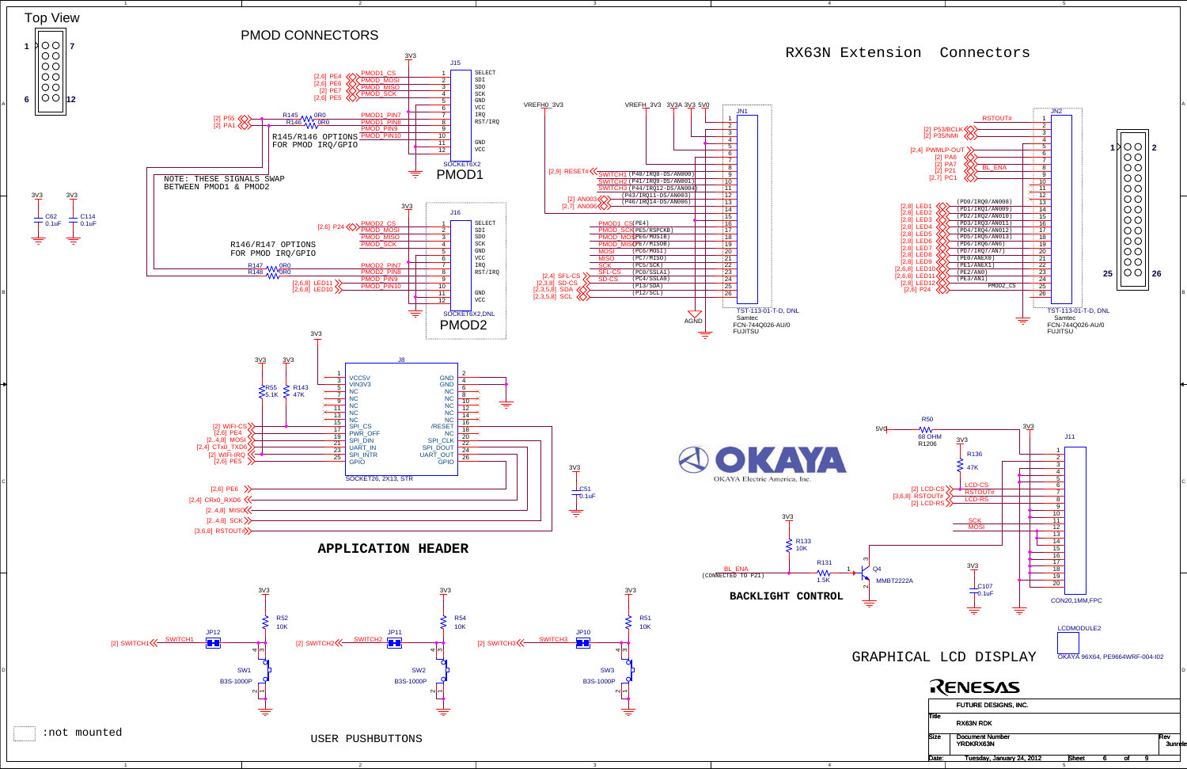# Top View

## PMOD CONNECTORS

**PMOD1** (J15, SOCKET6X2)

| Pin | Signal | Function |
|---|---|---|
| 1 | PMOD1_CS ([2,6] PE4) | SELECT |
| 2 | PMOD_MOSI ([2,6] PE6) | SDI |
| 3 | PMOD_MISO ([2] PE7) | SDO |
| 4 | PMOD_SCK ([2,6] PE5) | SCK |
| 5 | | GND |
| 6 | | VCC |
| 7 | PMOD1_PIN7 | IRQ |
| 8 | PMOD1_PIN8 | RST/IRQ |
| 9 | PMOD_PIN9 | |
| 10 | PMOD_PIN10 | |
| 11 | | GND |
| 12 | | VCC |

[2] P55 — R145 0R0; [2] PA1 — R146 0R0

R145/R146 OPTIONS FOR PMOD IRQ/GPIO

NOTE: THESE SIGNALS SWAP BETWEEN PMOD1 & PMOD2

**PMOD2** (J16, SOCKET6X2,DNL)

| Pin | Signal | Function |
|---|---|---|
| 1 | PMOD2_CS ([2,6] P24) | SELECT |
| 2 | PMOD_MOSI | SDI |
| 3 | PMOD_MISO | SDO |
| 4 | PMOD_SCK | SCK |
| 5 | | GND |
| 6 | | VCC |
| 7 | PMOD2_PIN7 | IRQ |
| 8 | PMOD2_PIN8 | RST/IRQ |
| 9 | PMOD_PIN9 ([2,6,8] LED11) | |
| 10 | PMOD_PIN10 ([2,6,8] LED10) | |
| 11 | | GND |
| 12 | | VCC |

R146/R147 OPTIONS FOR PMOD IRQ/GPIO

R147 0R0, R148 0R0

C62 0.1uF, C114 0.1uF (3V3)

## RX63N Extension Connectors

**JN1** (TST-113-01-T-D, DNL, Samtec / FCN-744Q026-AU/0 FUJITSU)

| Pin | Signal |
|---|---|
| 1 | VREFH0_3V3 |
| 2 | VREFH_3V3 |
| 3 | 3V3A |
| 4 | 3V3 |
| 5 | 5V0 |
| 6 | |
| 7 | |
| 8 | [2,9] RESET# |
| 9 | SWITCH1 (P40/IRQ8-DS/AN000) |
| 10 | SWITCH2 (P41/IRQ9-DS/AN001) |
| 11 | SWITCH3 (P44/IRQ12-DS/AN004) |
| 12 | [2] AN003 (P43/IRQ11-DS/AN003) |
| 13 | [2,7] AN006 (P46/IRQ14-DS/AN006) |
| 14 | |
| 15 | |
| 16 | PMOD1_CS (PE4) |
| 17 | PMOD_SCK (PE5/RSPCKB) |
| 18 | PMOD_MOSI (PE6/MOSIB) |
| 19 | PMOD_MISO (PE7/MISOB) |
| 20 | MOSI (PC6/MOSI) |
| 21 | MISO (PC7/MISO) |
| 22 | SCK (PC5/SCK) |
| 23 | [2,4] SFL-CS (PC0/SSLA1) |
| 24 | [2,3,8] SD-CS (PC4/SSLA0) |
| 25 | [2,3,5,8] SDA (P13/SDA) |
| 26 | [2,3,5,8] SCL (P12/SCL) |

AGND

**JN2** (TST-113-01-T-D, DNL, Samtec / FCN-744Q026-AU/0 FUJITSU)

| Pin | Signal |
|---|---|
| 1 | RSTOUT# |
| 2 | [2] P53/BCLK |
| 3 | [2] P35/NMI |
| 4 | |
| 5 | [2,4] PWMLP-OUT |
| 6 | [2] PA6 |
| 7 | [2] PA7 |
| 8 | [2] P21 (BL_ENA) |
| 9 | [2,7] PC1 |
| 10 | |
| 11 | |
| 12 | |
| 13 | [2,8] LED1 (PD0/IRQ0/AN008) |
| 14 | [2,8] LED2 (PD1/IRQ1/AN009) |
| 15 | [2,8] LED3 (PD2/IRQ2/AN010) |
| 16 | [2,8] LED4 (PD3/IRQ3/AN011) |
| 17 | [2,8] LED5 (PD4/IRQ4/AN012) |
| 18 | [2,8] LED6 (PD5/IRQ5/AN013) |
| 19 | [2,8] LED7 (PD6/IRQ6/AN6) |
| 20 | [2,8] LED8 (PD7/IRQ7/AN7) |
| 21 | [2,8] LED9 (PE0/ANEX0) |
| 22 | [2,6,8] LED10 (PE1/ANEX1) |
| 23 | [2,6,8] LED11 (PE2/AN0) |
| 24 | [2,8] LED12 (PE3/AN1) |
| 25 | [2,6] P24 (PMOD2_CS) |
| 26 | |

## APPLICATION HEADER

**J8** (SOCKET26, 2X13, STR)

| Pin | Function | Signal | Pin | Function | Signal |
|---|---|---|---|---|---|
| 1 | VCC5V | | 2 | GND | |
| 3 | VIN3V3 | 3V3 | 4 | GND | |
| 5 | NC | | 6 | NC | |
| 7 | NC | | 8 | NC | |
| 9 | NC | | 10 | NC | |
| 11 | NC | | 12 | NC | |
| 13 | NC | | 14 | NC | |
| 15 | SPI_CS | [2] WIFI-CS | 16 | /RESET | [3,6,8] RSTOUT# |
| 17 | PWR_OFF | [2,6] PE4 | 18 | NC | |
| 19 | SPI_DIN | [2..4,8] MOSI | 20 | SPI_CLK | [2..4,8] SCK |
| 21 | UART_IN | [2,4] CTx0_TXD6 | 22 | SPI_DOUT | [2..4,8] MISO |
| 23 | SPI_INTR | [2] WIFI-IRQ | 24 | UART_OUT | [2,4] CRx0_RXD6 |
| 25 | GPIO | [2,6] PE5 | 26 | GPIO | [2,6] PE6 |

R55 5.1K, R143 47K (3V3); C51 0.1uF

## BACKLIGHT CONTROL

BL_ENA (CONNECTED TO P21) — R131 1.5K — Q4 MMBT2222A; R133 10K (3V3)

## GRAPHICAL LCD DISPLAY

**J11** (CON20,1MM,FPC)

R50 68 OHM R1206 (5V0); R136 47K (3V3); C107 0.1uF

Signals: [2] LCD-CS, [3,6,8] RSTOUT#, [2] LCD-RS, SCK, MOSI

LCDMODULE2 — OKAYA 96X64, PE9664WRF-004-I02

OKAYA Electric America, Inc.

## USER PUSHBUTTONS

| Switch | Part | Pull-up | Jumper | Signal |
|---|---|---|---|---|
| SW1 | B3S-1000P | R52 10K | JP12 | [2] SWITCH1 |
| SW2 | B3S-1000P | R54 10K | JP11 | [2] SWITCH2 |
| SW3 | B3S-1000P | R51 10K | JP10 | [2] SWITCH3 |

:not mounted

RENESAS

FUTURE DESIGNS, INC.

| | |
|---|---|
| Title | RX63N RDK |
| Size | Document Number: YRDKRX63N |
| Rev | 3unrele |
| Date | Tuesday, January 24, 2012 |
| Sheet | 6 of 9 |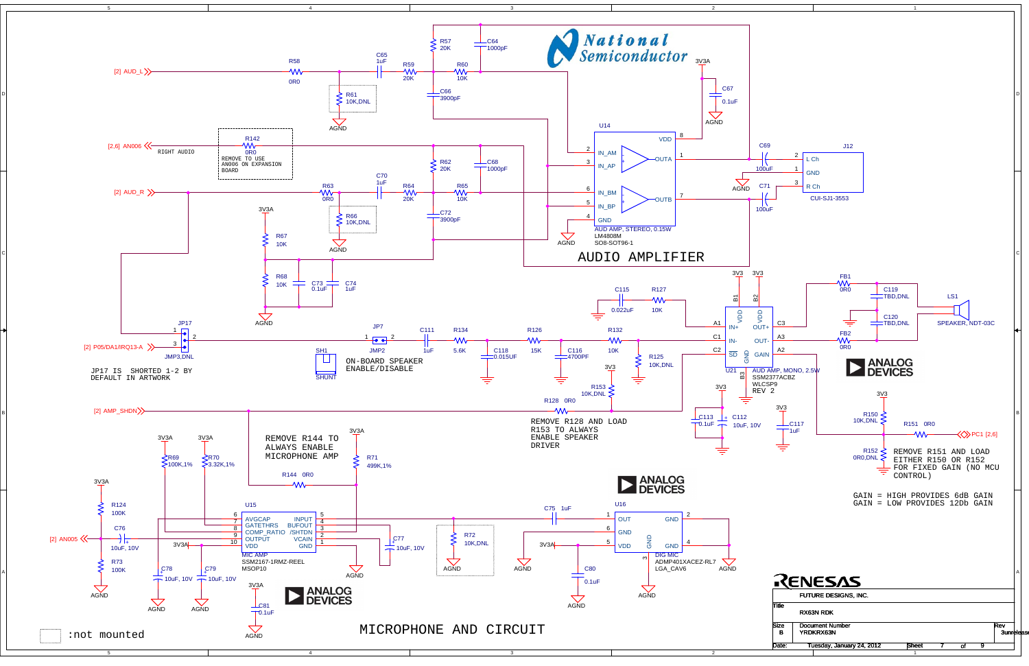# AUDIO AMPLIFIER

National Semiconductor

[2] AUD_L — R58 0R0 — C65 1uF — R59 20K — R60 10K

R57 20K, C64 1000pF

R61 10K,DNL — AGND

C66 3900pF

[2,6] AN006 — R142 0R0 — RIGHT AUDIO

REMOVE TO USE AN006 ON EXPANSION BOARD

R62 20K, C68 1000pF

[2] AUD_R — R63 0R0 — C70 1uF — R64 20K — R65 10K

R66 10K,DNL — AGND

C72 3900pF

3V3A — R67 10K — R68 10K — C73 0.1uF — C74 1uF — AGND

U14 — AUD AMP, STEREO, 0.15W — LM4808M — SO8-SOT96-1

Pins: 2 IN_AM, 3 IN_AP, 6 IN_BM, 5 IN_BP, 4 GND, 8 VDD, 1 OUTA, 7 OUTB

3V3A — C67 0.1uF — AGND

C69 100uF, C71 100uF — AGND

J12 — CUI-SJ1-3553 — 2 L Ch, 1 GND, 3 R Ch

JP17 — JMP3,DNL

[2] P05/DA1/IRQ13-A

JP17 IS SHORTED 1-2 BY DEFAULT IN ARTWORK

JP7 — JMP2

SH1 — SHUNT

ON-BOARD SPEAKER ENABLE/DISABLE

C111 1uF — R134 5.6K — C118 0.015UF — R126 15K — C116 4700PF — R132 10K — R125 10K,DNL

C115 0.022uF — R127 10K

3V3 — R153 10K,DNL

R128 0R0

[2] AMP_SHDN

REMOVE R128 AND LOAD R153 TO ALWAYS ENABLE SPEAKER DRIVER

U21 — AUD AMP, MONO, 2.5W — SSM2377ACBZ — WLCSP9 — REV 2

Pins: B1 VDD, B2 VDD, A1 IN+, C1 IN-, C2 SD, B3 GND, C3 OUT+, A3 OUT-, A2 GAIN

3V3 — C113 0.1uF — C112 10uF, 10V

3V3 — C117 1uF

FB1 0R0 — C119 TBD,DNL — FB2 0R0 — C120 TBD,DNL

LS1 — SPEAKER, NDT-03C

ANALOG DEVICES

3V3 — R150 10K,DNL — R151 0R0 — PC1 [2,6]

R152 0R0,DNL

REMOVE R151 AND LOAD EITHER R150 OR R152 FOR FIXED GAIN (NO MCU CONTROL)

GAIN = HIGH PROVIDES 6dB GAIN
GAIN = LOW PROVIDES 12Db GAIN

# MICROPHONE AND CIRCUIT

3V3A — R69 100K,1% — 3V3A — R70 3.32K,1%

REMOVE R144 TO ALWAYS ENABLE MICROPHONE AMP

3V3A — R71 499K,1%

R144 0R0

3V3A — R124 100K — R73 100K — AGND

C76 10uF, 10V

[2] AN005

U15 — MIC AMP — SSM2167-1RMZ-REEL — MSOP10

Pins: 6 AVGCAP, 7 GATETHRS, 8 COMP_RATIO, 9 OUTPUT, 10 VDD, 5 INPUT, 4 BUFOUT, 3 /SHTDN, 2 VCAIN, 1 GND

C77 10uF, 10V

C78 10uF, 10V — C79 10uF, 10V — AGND

3V3A — C81 0.1uF — AGND

ANALOG DEVICES

R72 10K,DNL — AGND

C75 1uF

U16 — DIG MIC — ADMP401XACEZ-RL7 — LGA_CAV6

Pins: 1 OUT, 6 GND, 5 VDD, 3 GND, 2 GND, 4 GND

3V3A — C80 0.1uF — AGND

ANALOG DEVICES

:not mounted

RENESAS

FUTURE DESIGNS, INC.

| Title | RX63N RDK | |
|---|---|---|
| Size B | Document Number YRDKRX63N | Rev 3unreleased |
| Date: Tuesday, January 24, 2012 | Sheet 7 of 9 | |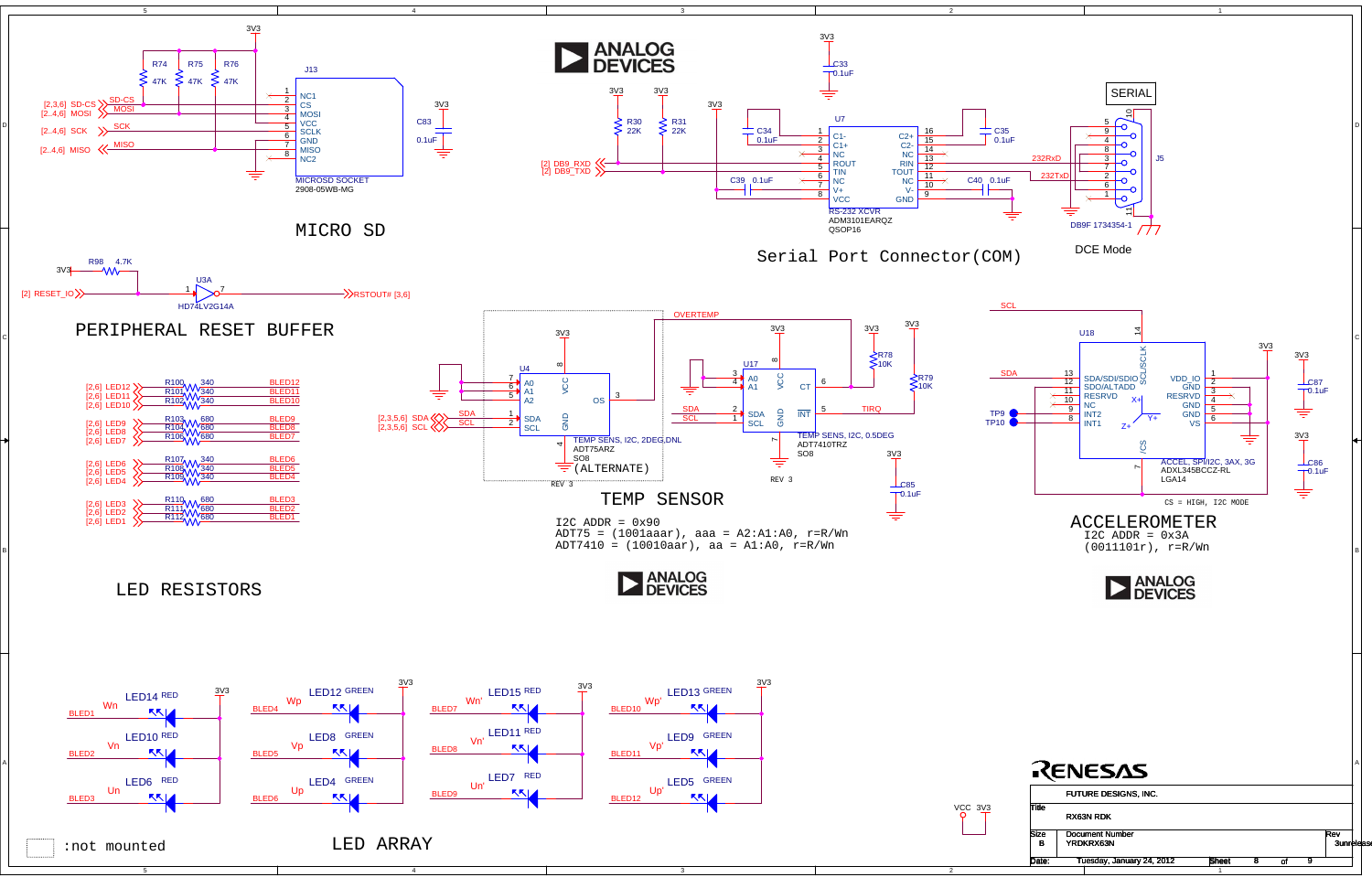## MICRO SD

J13 — MICROSD SOCKET, 2908-05WB-MG

- R74 47K, R75 47K, R76 47K (pull-ups to 3V3)
- [2,3,6] SD-CS → SD-CS → 2 CS
- [2..4,6] MOSI → MOSI → 3 MOSI
- [2..4,6] SCK → SCK → 5 SCLK
- [2..4,6] MISO → MISO → 7 MISO
- 1 NC1, 4 VCC, 6 GND, 8 NC2
- C83 0.1uF to 3V3

## Serial Port Connector(COM)

U7 — RS-232 XCVR, ADM3101EARQZ, QSOP16

- Pins: 1 C1-, 2 C1+, 3 NC, 4 ROUT, 5 TIN, 6 NC, 7 V+, 8 VCC, 16 C2+, 15 C2-, 14 NC, 13 RIN, 12 TOUT, 11 NC, 10 V-, 9 GND
- C33 0.1uF, C34 0.1uF, C35 0.1uF, C39 0.1uF, C40 0.1uF
- R30 22K, R31 22K (3V3)
- [2] DB9_RXD, [2] DB9_TXD
- 232RxD, 232TxD

J5 — SERIAL, DB9F 1734354-1

DCE Mode

## PERIPHERAL RESET BUFFER

- R98 4.7K to 3V3
- [2] RESET_IO → U3A (HD74LV2G14A) pin 1 → pin 7 → RSTOUT# [3,6]

## LED RESISTORS

| Net | Resistor | Value | Output |
|---|---|---|---|
| [2,6] LED12 | R100 | 340 | BLED12 |
| [2,6] LED11 | R101 | 340 | BLED11 |
| [2,6] LED10 | R102 | 340 | BLED10 |
| [2,6] LED9 | R103 | 680 | BLED9 |
| [2,6] LED8 | R104 | 680 | BLED8 |
| [2,6] LED7 | R105 | 680 | BLED7 |
| [2,6] LED6 | R107 | 340 | BLED6 |
| [2,6] LED5 | R108 | 340 | BLED5 |
| [2,6] LED4 | R109 | 340 | BLED4 |
| [2,6] LED3 | R110 | 680 | BLED3 |
| [2,6] LED2 | R111 | 680 | BLED2 |
| [2,6] LED1 | R112 | 680 | BLED1 |

## TEMP SENSOR

U4 — TEMP SENS, I2C, 2DEG,DNL, ADT75ARZ, SO8 (ALTERNATE), REV 3

- 7 A0, 6 A1, 5 A2, 8 VCC, 3 OS, 1 SDA, 2 SCL, 4 GND
- [2,3,5,6] SDA, [2,3,5,6] SCL

U17 — TEMP SENS, I2C, 0.5DEG, ADT7410TRZ, SO8, REV 3

- 3 A0, 4 A1, 8 VCC, 6 CT, 2 SDA, 1 SCL, 5 INT, 7 GND
- R78 10K (OVERTEMP), R79 10K (TIRQ), C85 0.1uF

I2C ADDR = 0x90
ADT75 = (1001aaar), aaa = A2:A1:A0, r=R/Wn
ADT7410 = (10010aar), aa = A1:A0, r=R/Wn

## ACCELEROMETER

U18 — ACCEL, SPI/I2C, 3AX, 3G, ADXL345BCCZ-RL, LGA14

- 13 SDA/SDI/SDIO, 12 SDO/ALTADD, 11 RESRVD, 10 NC, 9 INT2, 8 INT1, 14 SCL/SCLK, 7 /CS
- 1 VDD_IO, 2 GND, 3 RESRVD, 4 GND, 5 GND, 6 VS
- TP9, TP10
- C87 0.1uF, C86 0.1uF

CS = HIGH, I2C MODE

I2C ADDR = 0x3A
(0011101r), r=R/Wn

## LED ARRAY

| LED | Color | Phase | Net |
|---|---|---|---|
| LED14 | RED | Wn | BLED1 |
| LED10 | RED | Vn | BLED2 |
| LED6 | RED | Un | BLED3 |
| LED12 | GREEN | Wp | BLED4 |
| LED8 | GREEN | Vp | BLED5 |
| LED4 | GREEN | Up | BLED6 |
| LED15 | RED | Wn' | BLED7 |
| LED11 | RED | Vn' | BLED8 |
| LED7 | RED | Un' | BLED9 |
| LED13 | GREEN | Wp' | BLED10 |
| LED9 | GREEN | Vp' | BLED11 |
| LED5 | GREEN | Up' | BLED12 |

:not mounted

VCC 3V3

RENESAS

FUTURE DESIGNS, INC.

| Title | RX63N RDK | |
|---|---|---|
| Size B | Document Number YRDKRX63N | Rev 3unreleased |
| Date: | Tuesday, January 24, 2012 | Sheet 8 of 9 |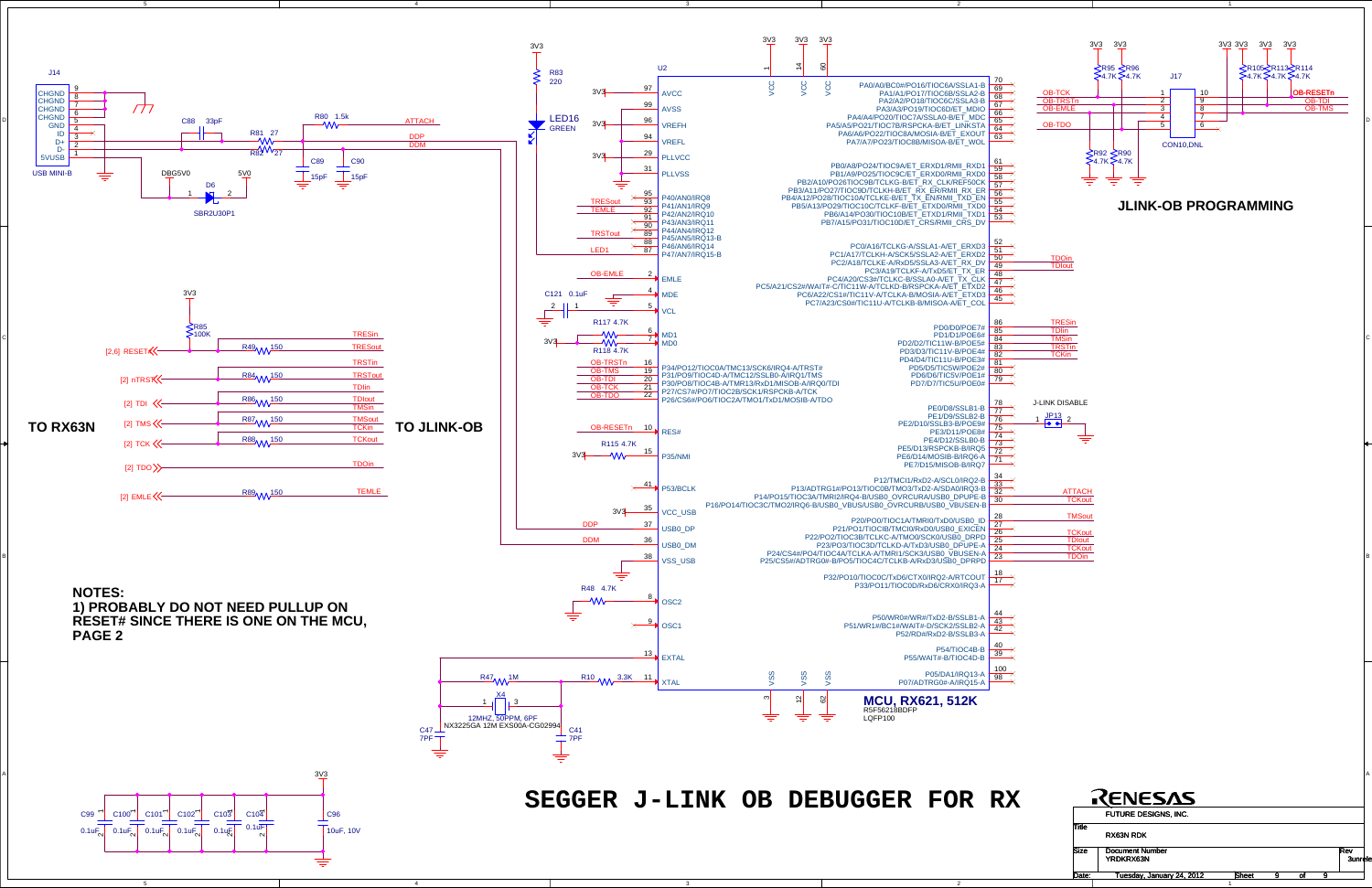# SEGGER J-LINK OB DEBUGGER FOR RX

## JLINK-OB PROGRAMMING

TO RX63N

TO JLINK-OB

**NOTES:**
**1) PROBABLY DO NOT NEED PULLUP ON RESET# SINCE THERE IS ONE ON THE MCU, PAGE 2**

J14
USB MINI-B
CHGND 9
CHGND 8
CHGND 7
CHGND 6
CHGND 5
GND 4
ID 3
D+ 2
D- 1
5VUSB

C88 33pF
R80 1.5k
ATTACH
R81 27
DDP
R82 27
DDM
C89 15pF
C90 15pF
DBG5V0
5V0
D6
SBR2U30P1

3V3
R85 100K
TRESin
R49 150
[2,6] RESET
TRESout
TRSTin
R84 150
[2] nTRST
TRSTout
TDIin
R86 150
[2] TDI
TDIout
TMSin
R87 150
[2] TMS
TMSout
TCKin
R88 150
[2] TCK
TCKout
[2] TDO
TDOin
R89 150
[2] EMLE
TEMLE

3V3
R83 220
LED16 GREEN

U2
MCU, RX621, 512K
R5F56218BDFP
LQFP100

97 AVCC
99 AVSS
96 VREFH
94 VREFL
29 PLLVCC
31 PLLVSS
95 P40/AN0/IRQ8 (TRESout)
93 P41/AN1/IRQ9 (TEMLE)
92 P42/AN2/IRQ10
91 P43/AN3/IRQ11
90 P44/AN4/IRQ12 (TRSTout)
89 P45/AN5/IRQ13-B
88 P46/AN6/IRQ14 (LED1)
87 P47/AN7/IRQ15-B
2 EMLE (OB-EMLE)
4 MDE
5 VCL
C121 0.1uF
R117 4.7K
6 MD1
7 MD0
R118 4.7K
16 P34/PO12/TIOC0A/TMC13/SCK6/IRQ4-A/TRST# (OB-TRSTn)
19 P31/PO9/TIOC4D-A/TMC12/SSLB0-A/IRQ1/TMS (OB-TMS)
20 P30/PO8/TIOC4B-A/TMR13/RxD1/MISOB-A/IRQ0/TDI (OB-TDI)
21 P27/CS7#/PO7/TIOC2B/SCK1/RSPCKB-A/TCK (OB-TCK)
22 P26/CS6#/PO6/TIOC2A/TMO1/TxD1/MOSIB-A/TDO (OB-TDO)
10 RES# (OB-RESETn)
R115 4.7K
15 P35/NMI
41 P53/BCLK
35 VCC_USB
37 USB0_DP (DDP)
36 USB0_DM (DDM)
38 VSS_USB
R48 4.7K
8 OSC2
9 OSC1
13 EXTAL
11 XTAL
R47 1M
R10 3.3K
X4
12MHZ, 50PPM, 6PF
NX3225GA 12M EXS00A-CG02994
C47 7PF
C41 7PF

1 VCC
14 VCC
60 VCC
3 VSS
12 VSS
62 VSS

70 PA0/A0/BC0#/PO16/TIOC6A/SSLA1-B
69 PA1/A1/PO17/TIOC6B/SSLA2-B
68 PA2/A2/PO18/TIOC6C/SSLA3-B
67 PA3/A3/PO19/TIOC6D/ET_MDIO
66 PA4/A4/PO20/TIOC7A/SSLA0-B/ET_MDC
65 PA5/A5/PO21/TIOC7B/RSPCKA-B/ET_LINKSTA
64 PA6/A6/PO22/TIOC8A/MOSIA-B/ET_EXOUT
63 PA7/A7/PO23/TIOC8B/MISOA-B/ET_WOL
61 PB0/A8/PO24/TIOC9A/ET_ERXD1/RMII_RXD1
59 PB1/A9/PO25/TIOC9C/ET_ERXD0/RMII_RXD0
58 PB2/A10/PO26/TIOC9B/TCLKG-B/ET_RX_CLK/REF50CK
57 PB3/A11/PO27/TIOC9D/TCLKH-B/ET_RX_ER/RMII_RX_ER
56 PB4/A12/PO28/TIOC10A/TCLKE-B/ET_TX_EN/RMII_TXD_EN
55 PB5/A13/PO29/TIOC10C/TCLKF-B/ET_ETXD0/RMII_TXD0
54 PB6/A14/PO30/TIOC10B/ET_ETXD1/RMII_TXD1
53 PB7/A15/PO31/TIOC10D/ET_CRS/RMII_CRS_DV
52 PC0/A16/TCLKG-A/SSLA1-A/ET_ERXD3
51 PC1/A17/TCLKH-A/SCK5/SSLA2-A/ET_ERXD2
50 PC2/A18/TCLKE-A/RxD5/SSLA3-A/ET_RX_DV (TDOin)
49 PC3/A19/TCLKF-A/TxD5/ET_TX_ER (TDIout)
48 PC4/A20/CS3#/TCLKC-B/SSLA0-A/ET_TX_CLK
47 PC5/A21/CS2#/WAIT#-C/TIC11W-A/TCLKD-B/RSPCKA-A/ET_ETXD2
46 PC6/A22/CS1#/TIC11V-A/TCLKA-B/MOSIA-A/ET_ETXD3
45 PC7/A23/CS0#/TIC11U-A/TCLKB-B/MISOA-A/ET_COL
86 PD0/D0/POE7# (TRESin)
85 PD1/D1/POE6# (TDIin)
84 PD2/D2/TIC11W-B/POE5# (TMSin)
83 PD3/D3/TIC11V-B/POE4# (TRSTin)
82 PD4/D4/TIC11U-B/POE3# (TCKin)
81 PD5/D5/TIC5W/POE2#
80 PD6/D6/TIC5V/POE1#
79 PD7/D7/TIC5U/POE0#
78 PE0/D8/SSLB1-B
77 PE1/D9/SSLB2-B
76 PE2/D10/SSLB3-B/POE9#
75 PE3/D11/POE8#
74 PE4/D12/SSLB0-B
73 PE5/D13/RSPCKB-B/IRQ5
72 PE6/D14/MOSIB-B/IRQ6-A
71 PE7/D15/MISOB-B/IRQ7
34 P12/TMCI1/RxD2-A/SCL0/IRQ2-B
33 P13/ADTRG1#/PO13/TIOC0B/TMO3/TxD2-A/SDA0/IRQ3-B
32 P14/PO15/TIOC3A/TMRI2/IRQ4-B/USB0_OVRCURA/USB0_DPUPE-B (ATTACH)
30 P16/PO14/TIOC3C/TMO2/IRQ6-B/USB0_VBUS/USB0_OVRCURB/USB0_VBUSEN-B (TCKout)
28 P20/PO0/TIOC1A/TMRI0/TxD0/USB0_ID (TMSout)
27 P21/PO1/TIOC1B/TMCI0/RxD0/USB0_EXICEN
26 P22/PO2/TIOC3B/TCLKC-A/TMO0/SCK0/USB0_DRPD (TCKout)
25 P23/PO3/TIOC3D/TCLKD-A/TxD3/USB0_DPUPE-A (TDIout)
24 P24/CS4#/PO4/TIOC4A/TCLKA-A/TMRI1/SCK3/USB0_VBUSEN-A (TCKout)
23 P25/CS5#/ADTRG0#-B/PO5/TIOC4C/TCLKB-A/RxD3/USB0_DPRPD (TDOin)
18 P32/PO10/TIOC0C/TxD6/CTX0/IRQ2-A/RTCOUT
17 P33/PO11/TIOC0D/RxD6/CRX0/IRQ3-A
44 P50/WR0#/WR#/TxD2-B/SSLB1-A
43 P51/WR1#/BC1#/WAIT#-D/SCK2/SSLB2-A
42 P52/RD#/RxD2-B/SSLB3-A
40 P54/TIOC4B-B
39 P55/WAIT#-B/TIOC4D-B
100 P05/DA1/IRQ13-A
98 P07/ADTRG0#-A/IRQ15-A

J-LINK DISABLE
JP13

3V3
R95 4.7K
R96 4.7K
R92 4.7K
R90 4.7K
R105 4.7K
R113 4.7K
R114 4.7K
J17
CON10,DNL
OB-TCK 1
OB-TRSTn 2
OB-EMLE 3
4
OB-TDO 5
6
7
8
9 OB-TDI
10 OB-TMS
OB-RESETn

3V3
C99 0.1uF
C100 0.1uF
C101 0.1uF
C102 0.1uF
C103 0.1uF
C104 0.1uF
C96 10uF, 10V

RENESAS
FUTURE DESIGNS, INC.

| | |
|---|---|
| Title | RX63N RDK |
| Size | Document Number: YRDKRX63N |
| Rev | 3unreleased |
| Date: | Tuesday, January 24, 2012 |
| Sheet | 9 of 9 |